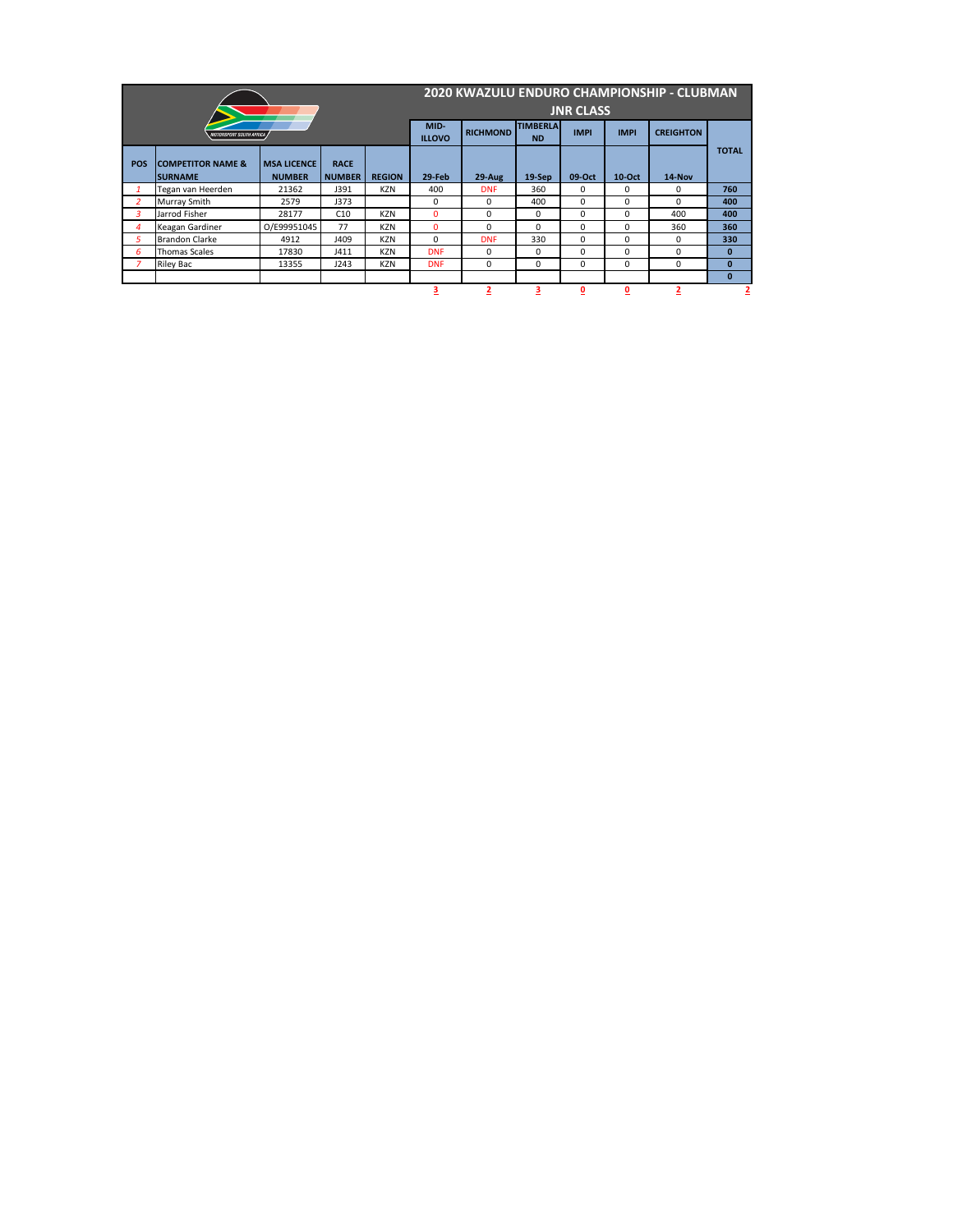## 2020 KWAZULU ENDURO CHAMPIONSHIP - CLUBMAN

### JNR CLASS

| POS | COMPETITOR NAME & SURNAME | MSA LICENCE NUMBER | RACE NUMBER | REGION | MID-ILLOVO 29-Feb | RICHMOND 29-Aug | TIMBERLAND 19-Sep | IMPI 09-Oct | IMPI 10-Oct | CREIGHTON 14-Nov | TOTAL |
|---|---|---|---|---|---|---|---|---|---|---|---|
| 1 | Tegan van Heerden | 21362 | J391 | KZN | 400 | DNF | 360 | 0 | 0 | 0 | 760 |
| 2 | Murray Smith | 2579 | J373 | | 0 | 0 | 400 | 0 | 0 | 0 | 400 |
| 3 | Jarrod Fisher | 28177 | C10 | KZN | 0 | 0 | 0 | 0 | 0 | 400 | 400 |
| 4 | Keagan Gardiner | O/E99951045 | 77 | KZN | 0 | 0 | 0 | 0 | 0 | 360 | 360 |
| 5 | Brandon Clarke | 4912 | J409 | KZN | 0 | DNF | 330 | 0 | 0 | 0 | 330 |
| 6 | Thomas Scales | 17830 | J411 | KZN | DNF | 0 | 0 | 0 | 0 | 0 | 0 |
| 7 | Riley Bac | 13355 | J243 | KZN | DNF | 0 | 0 | 0 | 0 | 0 | 0 |
| | | | | | | | | | | | 0 |
| | | | | | 3 | 2 | 3 | 0 | 0 | 2 | 2 |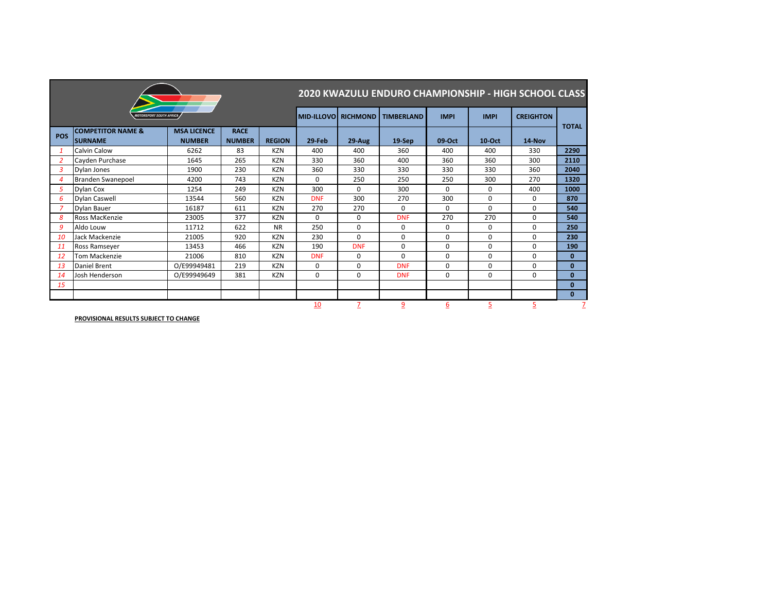# 2020 KWAZULU ENDURO CHAMPIONSHIP - HIGH SCHOOL CLASS

| POS | COMPETITOR NAME & SURNAME | MSA LICENCE NUMBER | RACE NUMBER | REGION | MID-ILLOVO 29-Feb | RICHMOND 29-Aug | TIMBERLAND 19-Sep | IMPI 09-Oct | IMPI 10-Oct | CREIGHTON 14-Nov | TOTAL |
|---|---|---|---|---|---|---|---|---|---|---|---|
| 1 | Calvin Calow | 6262 | 83 | KZN | 400 | 400 | 360 | 400 | 400 | 330 | 2290 |
| 2 | Cayden Purchase | 1645 | 265 | KZN | 330 | 360 | 400 | 360 | 360 | 300 | 2110 |
| 3 | Dylan Jones | 1900 | 230 | KZN | 360 | 330 | 330 | 330 | 330 | 360 | 2040 |
| 4 | Branden Swanepoel | 4200 | 743 | KZN | 0 | 250 | 250 | 250 | 300 | 270 | 1320 |
| 5 | Dylan Cox | 1254 | 249 | KZN | 300 | 0 | 300 | 0 | 0 | 400 | 1000 |
| 6 | Dylan Caswell | 13544 | 560 | KZN | DNF | 300 | 270 | 300 | 0 | 0 | 870 |
| 7 | Dylan Bauer | 16187 | 611 | KZN | 270 | 270 | 0 | 0 | 0 | 0 | 540 |
| 8 | Ross MacKenzie | 23005 | 377 | KZN | 0 | 0 | DNF | 270 | 270 | 0 | 540 |
| 9 | Aldo Louw | 11712 | 622 | NR | 250 | 0 | 0 | 0 | 0 | 0 | 250 |
| 10 | Jack Mackenzie | 21005 | 920 | KZN | 230 | 0 | 0 | 0 | 0 | 0 | 230 |
| 11 | Ross Ramseyer | 13453 | 466 | KZN | 190 | DNF | 0 | 0 | 0 | 0 | 190 |
| 12 | Tom Mackenzie | 21006 | 810 | KZN | DNF | 0 | 0 | 0 | 0 | 0 | 0 |
| 13 | Daniel Brent | O/E99949481 | 219 | KZN | 0 | 0 | DNF | 0 | 0 | 0 | 0 |
| 14 | Josh Henderson | O/E99949649 | 381 | KZN | 0 | 0 | DNF | 0 | 0 | 0 | 0 |
| 15 | | | | | | | | | | | 0 |
| | | | | | | | | | | | 0 |
| | | | | | 10 | 7 | 9 | 6 | 5 | 5 | 7 |

**PROVISIONAL RESULTS SUBJECT TO CHANGE**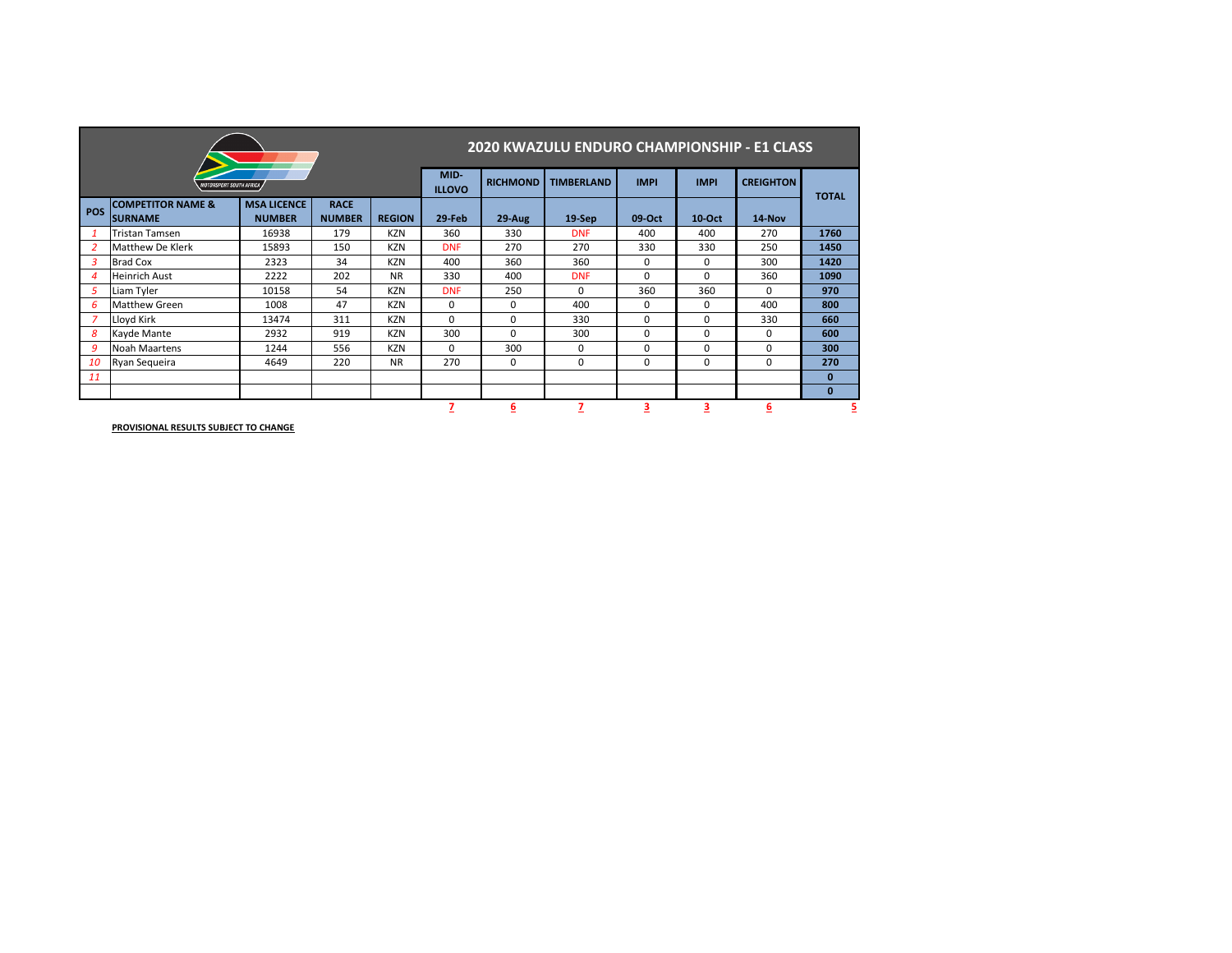# 2020 KWAZULU ENDURO CHAMPIONSHIP - E1 CLASS

| POS | COMPETITOR NAME & SURNAME | MSA LICENCE NUMBER | RACE NUMBER | REGION | MID-ILLOVO 29-Feb | RICHMOND 29-Aug | TIMBERLAND 19-Sep | IMPI 09-Oct | IMPI 10-Oct | CREIGHTON 14-Nov | TOTAL |
|---|---|---|---|---|---|---|---|---|---|---|---|
| *1* | Tristan Tamsen | 16938 | 179 | KZN | 360 | 330 | DNF | 400 | 400 | 270 | **1760** |
| *2* | Matthew De Klerk | 15893 | 150 | KZN | DNF | 270 | 270 | 330 | 330 | 250 | **1450** |
| *3* | Brad Cox | 2323 | 34 | KZN | 400 | 360 | 360 | 0 | 0 | 300 | **1420** |
| *4* | Heinrich Aust | 2222 | 202 | NR | 330 | 400 | DNF | 0 | 0 | 360 | **1090** |
| *5* | Liam Tyler | 10158 | 54 | KZN | DNF | 250 | 0 | 360 | 360 | 0 | **970** |
| *6* | Matthew Green | 1008 | 47 | KZN | 0 | 0 | 400 | 0 | 0 | 400 | **800** |
| *7* | Lloyd Kirk | 13474 | 311 | KZN | 0 | 0 | 330 | 0 | 0 | 330 | **660** |
| *8* | Kayde Mante | 2932 | 919 | KZN | 300 | 0 | 300 | 0 | 0 | 0 | **600** |
| *9* | Noah Maartens | 1244 | 556 | KZN | 0 | 300 | 0 | 0 | 0 | 0 | **300** |
| *10* | Ryan Sequeira | 4649 | 220 | NR | 270 | 0 | 0 | 0 | 0 | 0 | **270** |
| *11* | | | | | | | | | | | **0** |
| | | | | | | | | | | | **0** |
| | | | | | 7 | 6 | 7 | 3 | 3 | 6 | 5 |

**PROVISIONAL RESULTS SUBJECT TO CHANGE**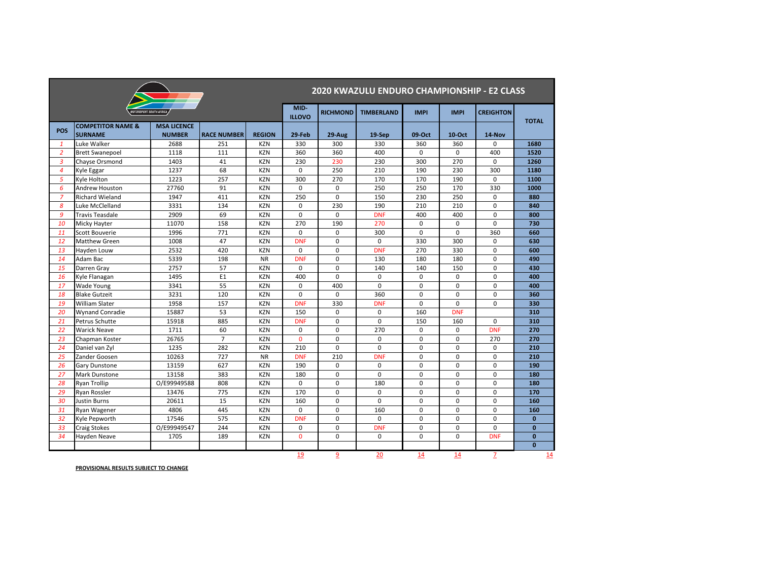# 2020 KWAZULU ENDURO CHAMPIONSHIP - E2 CLASS

| POS | COMPETITOR NAME & SURNAME | MSA LICENCE NUMBER | RACE NUMBER | REGION | MID-ILLOVO 29-Feb | RICHMOND 29-Aug | TIMBERLAND 19-Sep | IMPI 09-Oct | IMPI 10-Oct | CREIGHTON 14-Nov | TOTAL |
|---|---|---|---|---|---|---|---|---|---|---|---|
| 1 | Luke Walker | 2688 | 251 | KZN | 330 | 300 | 330 | 360 | 360 | 0 | **1680** |
| 2 | Brett Swanepoel | 1118 | 111 | KZN | 360 | 360 | 400 | 0 | 0 | 400 | **1520** |
| 3 | Chayse Orsmond | 1403 | 41 | KZN | 230 | 230 | 230 | 300 | 270 | 0 | **1260** |
| 4 | Kyle Eggar | 1237 | 68 | KZN | 0 | 250 | 210 | 190 | 230 | 300 | **1180** |
| 5 | Kyle Holton | 1223 | 257 | KZN | 300 | 270 | 170 | 170 | 190 | 0 | **1100** |
| 6 | Andrew Houston | 27760 | 91 | KZN | 0 | 0 | 250 | 250 | 170 | 330 | **1000** |
| 7 | Richard Wieland | 1947 | 411 | KZN | 250 | 0 | 150 | 230 | 250 | 0 | **880** |
| 8 | Luke McClelland | 3331 | 134 | KZN | 0 | 230 | 190 | 210 | 210 | 0 | **840** |
| 9 | Travis Teasdale | 2909 | 69 | KZN | 0 | 0 | DNF | 400 | 400 | 0 | **800** |
| 10 | Micky Hayter | 11070 | 158 | KZN | 270 | 190 | 270 | 0 | 0 | 0 | **730** |
| 11 | Scott Bouverie | 1996 | 771 | KZN | 0 | 0 | 300 | 0 | 0 | 360 | **660** |
| 12 | Matthew Green | 1008 | 47 | KZN | DNF | 0 | 0 | 330 | 300 | 0 | **630** |
| 13 | Hayden Louw | 2532 | 420 | KZN | 0 | 0 | DNF | 270 | 330 | 0 | **600** |
| 14 | Adam Bac | 5339 | 198 | NR | DNF | 0 | 130 | 180 | 180 | 0 | **490** |
| 15 | Darren Gray | 2757 | 57 | KZN | 0 | 0 | 140 | 140 | 150 | 0 | **430** |
| 16 | Kyle Flanagan | 1495 | E1 | KZN | 400 | 0 | 0 | 0 | 0 | 0 | **400** |
| 17 | Wade Young | 3341 | 55 | KZN | 0 | 400 | 0 | 0 | 0 | 0 | **400** |
| 18 | Blake Gutzeit | 3231 | 120 | KZN | 0 | 0 | 360 | 0 | 0 | 0 | **360** |
| 19 | William Slater | 1958 | 157 | KZN | DNF | 330 | DNF | 0 | 0 | 0 | **330** |
| 20 | Wynand Conradie | 15887 | 53 | KZN | 150 | 0 | 0 | 160 | DNF | | **310** |
| 21 | Petrus Schutte | 15918 | 885 | KZN | DNF | 0 | 0 | 150 | 160 | 0 | **310** |
| 22 | Warick Neave | 1711 | 60 | KZN | 0 | 0 | 270 | 0 | 0 | DNF | **270** |
| 23 | Chapman Koster | 26765 | 7 | KZN | 0 | 0 | 0 | 0 | 0 | 270 | **270** |
| 24 | Daniel van Zyl | 1235 | 282 | KZN | 210 | 0 | 0 | 0 | 0 | 0 | **210** |
| 25 | Zander Goosen | 10263 | 727 | NR | DNF | 210 | DNF | 0 | 0 | 0 | **210** |
| 26 | Gary Dunstone | 13159 | 627 | KZN | 190 | 0 | 0 | 0 | 0 | 0 | **190** |
| 27 | Mark Dunstone | 13158 | 383 | KZN | 180 | 0 | 0 | 0 | 0 | 0 | **180** |
| 28 | Ryan Trollip | O/E99949588 | 808 | KZN | 0 | 0 | 180 | 0 | 0 | 0 | **180** |
| 29 | Ryan Rossler | 13476 | 775 | KZN | 170 | 0 | 0 | 0 | 0 | 0 | **170** |
| 30 | Justin Burns | 20611 | 15 | KZN | 160 | 0 | 0 | 0 | 0 | 0 | **160** |
| 31 | Ryan Wagener | 4806 | 445 | KZN | 0 | 0 | 160 | 0 | 0 | 0 | **160** |
| 32 | Kyle Pepworth | 17546 | 575 | KZN | DNF | 0 | 0 | 0 | 0 | 0 | **0** |
| 33 | Craig Stokes | O/E99949547 | 244 | KZN | 0 | 0 | DNF | 0 | 0 | 0 | **0** |
| 34 | Hayden Neave | 1705 | 189 | KZN | 0 | 0 | 0 | 0 | 0 | DNF | **0** |
| | | | | | | | | | | | **0** |
| | | | | | 19 | 9 | 20 | 14 | 14 | 7 | 14 |

**PROVISIONAL RESULTS SUBJECT TO CHANGE**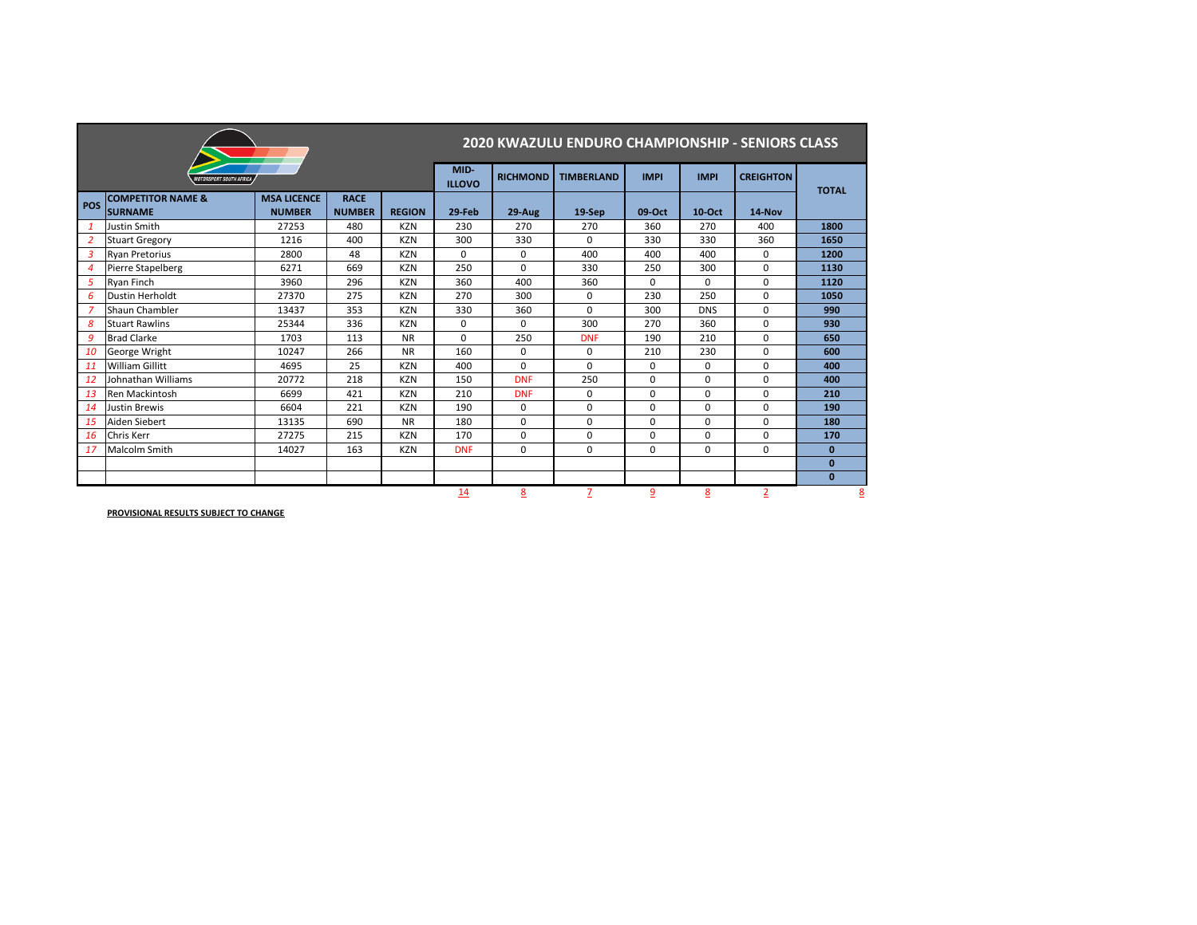## 2020 KWAZULU ENDURO CHAMPIONSHIP - SENIORS CLASS

| POS | COMPETITOR NAME & SURNAME | MSA LICENCE NUMBER | RACE NUMBER | REGION | MID-ILLOVO 29-Feb | RICHMOND 29-Aug | TIMBERLAND 19-Sep | IMPI 09-Oct | IMPI 10-Oct | CREIGHTON 14-Nov | TOTAL |
|---|---|---|---|---|---|---|---|---|---|---|---|
| 1 | Justin Smith | 27253 | 480 | KZN | 230 | 270 | 270 | 360 | 270 | 400 | **1800** |
| 2 | Stuart Gregory | 1216 | 400 | KZN | 300 | 330 | 0 | 330 | 330 | 360 | **1650** |
| 3 | Ryan Pretorius | 2800 | 48 | KZN | 0 | 0 | 400 | 400 | 400 | 0 | **1200** |
| 4 | Pierre Stapelberg | 6271 | 669 | KZN | 250 | 0 | 330 | 250 | 300 | 0 | **1130** |
| 5 | Ryan Finch | 3960 | 296 | KZN | 360 | 400 | 360 | 0 | 0 | 0 | **1120** |
| 6 | Dustin Herholdt | 27370 | 275 | KZN | 270 | 300 | 0 | 230 | 250 | 0 | **1050** |
| 7 | Shaun Chambler | 13437 | 353 | KZN | 330 | 360 | 0 | 300 | DNS | 0 | **990** |
| 8 | Stuart Rawlins | 25344 | 336 | KZN | 0 | 0 | 300 | 270 | 360 | 0 | **930** |
| 9 | Brad Clarke | 1703 | 113 | NR | 0 | 250 | DNF | 190 | 210 | 0 | **650** |
| 10 | George Wright | 10247 | 266 | NR | 160 | 0 | 0 | 210 | 230 | 0 | **600** |
| 11 | William Gillitt | 4695 | 25 | KZN | 400 | 0 | 0 | 0 | 0 | 0 | **400** |
| 12 | Johnathan Williams | 20772 | 218 | KZN | 150 | DNF | 250 | 0 | 0 | 0 | **400** |
| 13 | Ren Mackintosh | 6699 | 421 | KZN | 210 | DNF | 0 | 0 | 0 | 0 | **210** |
| 14 | Justin Brewis | 6604 | 221 | KZN | 190 | 0 | 0 | 0 | 0 | 0 | **190** |
| 15 | Aiden Siebert | 13135 | 690 | NR | 180 | 0 | 0 | 0 | 0 | 0 | **180** |
| 16 | Chris Kerr | 27275 | 215 | KZN | 170 | 0 | 0 | 0 | 0 | 0 | **170** |
| 17 | Malcolm Smith | 14027 | 163 | KZN | DNF | 0 | 0 | 0 | 0 | 0 | **0** |
| | | | | | | | | | | | **0** |
| | | | | | | | | | | | **0** |
| | | | | | 14 | 8 | 7 | 9 | 8 | 2 | 8 |

**PROVISIONAL RESULTS SUBJECT TO CHANGE**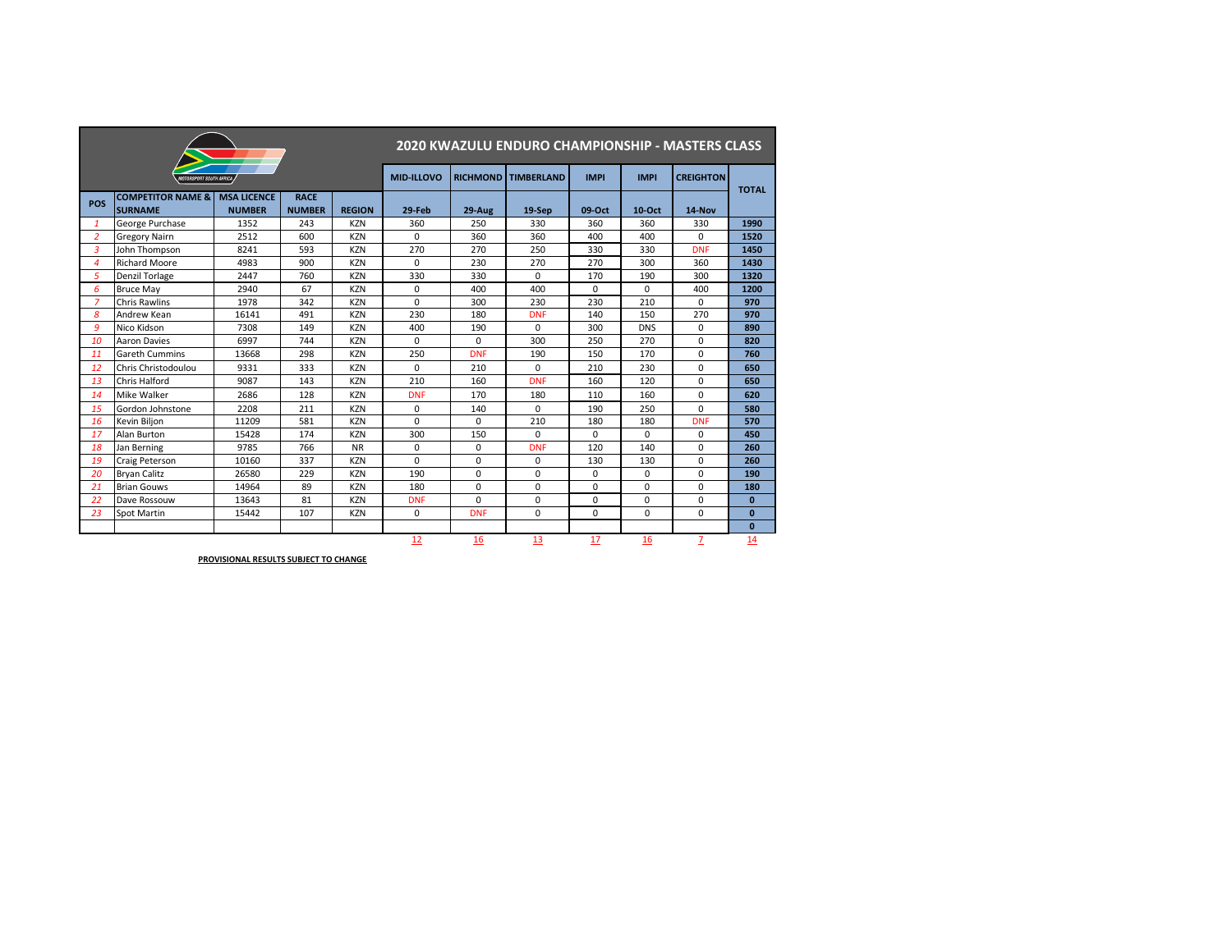## 2020 KWAZULU ENDURO CHAMPIONSHIP - MASTERS CLASS

| POS | COMPETITOR NAME & SURNAME | MSA LICENCE NUMBER | RACE NUMBER | REGION | MID-ILLOVO 29-Feb | RICHMOND 29-Aug | TIMBERLAND 19-Sep | IMPI 09-Oct | IMPI 10-Oct | CREIGHTON 14-Nov | TOTAL |
|---|---|---|---|---|---|---|---|---|---|---|---|
| 1 | George Purchase | 1352 | 243 | KZN | 360 | 250 | 330 | 360 | 360 | 330 | **1990** |
| 2 | Gregory Nairn | 2512 | 600 | KZN | 0 | 360 | 360 | 400 | 400 | 0 | **1520** |
| 3 | John Thompson | 8241 | 593 | KZN | 270 | 270 | 250 | 330 | 330 | DNF | **1450** |
| 4 | Richard Moore | 4983 | 900 | KZN | 0 | 230 | 270 | 270 | 300 | 360 | **1430** |
| 5 | Denzil Torlage | 2447 | 760 | KZN | 330 | 330 | 0 | 170 | 190 | 300 | **1320** |
| 6 | Bruce May | 2940 | 67 | KZN | 0 | 400 | 400 | 0 | 0 | 400 | **1200** |
| 7 | Chris Rawlins | 1978 | 342 | KZN | 0 | 300 | 230 | 230 | 210 | 0 | **970** |
| 8 | Andrew Kean | 16141 | 491 | KZN | 230 | 180 | DNF | 140 | 150 | 270 | **970** |
| 9 | Nico Kidson | 7308 | 149 | KZN | 400 | 190 | 0 | 300 | DNS | 0 | **890** |
| 10 | Aaron Davies | 6997 | 744 | KZN | 0 | 0 | 300 | 250 | 270 | 0 | **820** |
| 11 | Gareth Cummins | 13668 | 298 | KZN | 250 | DNF | 190 | 150 | 170 | 0 | **760** |
| 12 | Chris Christodoulou | 9331 | 333 | KZN | 0 | 210 | 0 | 210 | 230 | 0 | **650** |
| 13 | Chris Halford | 9087 | 143 | KZN | 210 | 160 | DNF | 160 | 120 | 0 | **650** |
| 14 | Mike Walker | 2686 | 128 | KZN | DNF | 170 | 180 | 110 | 160 | 0 | **620** |
| 15 | Gordon Johnstone | 2208 | 211 | KZN | 0 | 140 | 0 | 190 | 250 | 0 | **580** |
| 16 | Kevin Biljon | 11209 | 581 | KZN | 0 | 0 | 210 | 180 | 180 | DNF | **570** |
| 17 | Alan Burton | 15428 | 174 | KZN | 300 | 150 | 0 | 0 | 0 | 0 | **450** |
| 18 | Jan Berning | 9785 | 766 | NR | 0 | 0 | DNF | 120 | 140 | 0 | **260** |
| 19 | Craig Peterson | 10160 | 337 | KZN | 0 | 0 | 0 | 130 | 130 | 0 | **260** |
| 20 | Bryan Calitz | 26580 | 229 | KZN | 190 | 0 | 0 | 0 | 0 | 0 | **190** |
| 21 | Brian Gouws | 14964 | 89 | KZN | 180 | 0 | 0 | 0 | 0 | 0 | **180** |
| 22 | Dave Rossouw | 13643 | 81 | KZN | DNF | 0 | 0 | 0 | 0 | 0 | **0** |
| 23 | Spot Martin | 15442 | 107 | KZN | 0 | DNF | 0 | 0 | 0 | 0 | **0** |
| | | | | | | | | | | | **0** |
| | | | | | 12 | 16 | 13 | 17 | 16 | 7 | 14 |

**PROVISIONAL RESULTS SUBJECT TO CHANGE**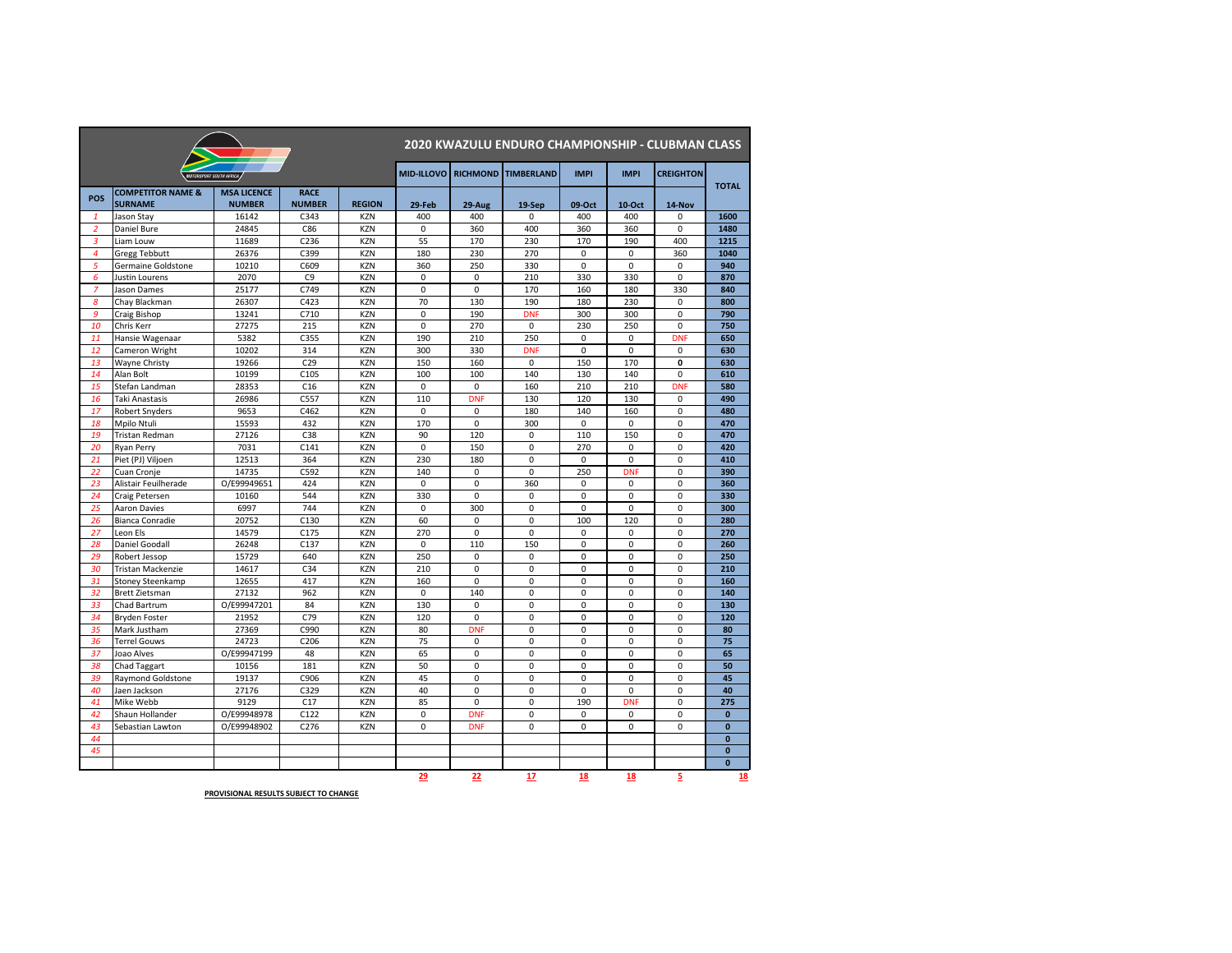## 2020 KWAZULU ENDURO CHAMPIONSHIP - CLUBMAN CLASS

| POS | COMPETITOR NAME & SURNAME | MSA LICENCE NUMBER | RACE NUMBER | REGION | MID-ILLOVO 29-Feb | RICHMOND 29-Aug | TIMBERLAND 19-Sep | IMPI 09-Oct | IMPI 10-Oct | CREIGHTON 14-Nov | TOTAL |
|---|---|---|---|---|---|---|---|---|---|---|---|
| 1 | Jason Stay | 16142 | C343 | KZN | 400 | 400 | 0 | 400 | 400 | 0 | **1600** |
| 2 | Daniel Bure | 24845 | C86 | KZN | 0 | 360 | 400 | 360 | 360 | 0 | **1480** |
| 3 | Liam Louw | 11689 | C236 | KZN | 55 | 170 | 230 | 170 | 190 | 400 | **1215** |
| 4 | Gregg Tebbutt | 26376 | C399 | KZN | 180 | 230 | 270 | 0 | 0 | 360 | **1040** |
| 5 | Germaine Goldstone | 10210 | C609 | KZN | 360 | 250 | 330 | 0 | 0 | 0 | **940** |
| 6 | Justin Lourens | 2070 | C9 | KZN | 0 | 0 | 210 | 330 | 330 | 0 | **870** |
| 7 | Jason Dames | 25177 | C749 | KZN | 0 | 0 | 170 | 160 | 180 | 330 | **840** |
| 8 | Chay Blackman | 26307 | C423 | KZN | 70 | 130 | 190 | 180 | 230 | 0 | **800** |
| 9 | Craig Bishop | 13241 | C710 | KZN | 0 | 190 | DNF | 300 | 300 | 0 | **790** |
| 10 | Chris Kerr | 27275 | 215 | KZN | 0 | 270 | 0 | 230 | 250 | 0 | **750** |
| 11 | Hansie Wagenaar | 5382 | C355 | KZN | 190 | 210 | 250 | 0 | 0 | DNF | **650** |
| 12 | Cameron Wright | 10202 | 314 | KZN | 300 | 330 | DNF | 0 | 0 | 0 | **630** |
| 13 | Wayne Christy | 19266 | C29 | KZN | 150 | 160 | 0 | 150 | 170 | **0** | **630** |
| 14 | Alan Bolt | 10199 | C105 | KZN | 100 | 100 | 140 | 130 | 140 | 0 | **610** |
| 15 | Stefan Landman | 28353 | C16 | KZN | 0 | 0 | 160 | 210 | 210 | DNF | **580** |
| 16 | Taki Anastasis | 26986 | C557 | KZN | 110 | DNF | 130 | 120 | 130 | 0 | **490** |
| 17 | Robert Snyders | 9653 | C462 | KZN | 0 | 0 | 180 | 140 | 160 | 0 | **480** |
| 18 | Mpilo Ntuli | 15593 | 432 | KZN | 170 | 0 | 300 | 0 | 0 | 0 | **470** |
| 19 | Tristan Redman | 27126 | C38 | KZN | 90 | 120 | 0 | 110 | 150 | 0 | **470** |
| 20 | Ryan Perry | 7031 | C141 | KZN | 0 | 150 | 0 | 270 | 0 | 0 | **420** |
| 21 | Piet (PJ) Viljoen | 12513 | 364 | KZN | 230 | 180 | 0 | 0 | 0 | 0 | **410** |
| 22 | Cuan Cronje | 14735 | C592 | KZN | 140 | 0 | 0 | 250 | DNF | 0 | **390** |
| 23 | Alistair Feuilherade | O/E99949651 | 424 | KZN | 0 | 0 | 360 | 0 | 0 | 0 | **360** |
| 24 | Craig Petersen | 10160 | 544 | KZN | 330 | 0 | 0 | 0 | 0 | 0 | **330** |
| 25 | Aaron Davies | 6997 | 744 | KZN | 0 | 300 | 0 | 0 | 0 | 0 | **300** |
| 26 | Bianca Conradie | 20752 | C130 | KZN | 60 | 0 | 0 | 100 | 120 | 0 | **280** |
| 27 | Leon Els | 14579 | C175 | KZN | 270 | 0 | 0 | 0 | 0 | 0 | **270** |
| 28 | Daniel Goodall | 26248 | C137 | KZN | 0 | 110 | 150 | 0 | 0 | 0 | **260** |
| 29 | Robert Jessop | 15729 | 640 | KZN | 250 | 0 | 0 | 0 | 0 | 0 | **250** |
| 30 | Tristan Mackenzie | 14617 | C34 | KZN | 210 | 0 | 0 | 0 | 0 | 0 | **210** |
| 31 | Stoney Steenkamp | 12655 | 417 | KZN | 160 | 0 | 0 | 0 | 0 | 0 | **160** |
| 32 | Brett Zietsman | 27132 | 962 | KZN | 0 | 140 | 0 | 0 | 0 | 0 | **140** |
| 33 | Chad Bartrum | O/E99947201 | 84 | KZN | 130 | 0 | 0 | 0 | 0 | 0 | **130** |
| 34 | Bryden Foster | 21952 | C79 | KZN | 120 | 0 | 0 | 0 | 0 | 0 | **120** |
| 35 | Mark Justham | 27369 | C990 | KZN | 80 | DNF | 0 | 0 | 0 | 0 | **80** |
| 36 | Terrel Gouws | 24723 | C206 | KZN | 75 | 0 | 0 | 0 | 0 | 0 | **75** |
| 37 | Joao Alves | O/E99947199 | 48 | KZN | 65 | 0 | 0 | 0 | 0 | 0 | **65** |
| 38 | Chad Taggart | 10156 | 181 | KZN | 50 | 0 | 0 | 0 | 0 | 0 | **50** |
| 39 | Raymond Goldstone | 19137 | C906 | KZN | 45 | 0 | 0 | 0 | 0 | 0 | **45** |
| 40 | Jaen Jackson | 27176 | C329 | KZN | 40 | 0 | 0 | 0 | 0 | 0 | **40** |
| 41 | Mike Webb | 9129 | C17 | KZN | 85 | 0 | 0 | 190 | DNF | 0 | **275** |
| 42 | Shaun Hollander | O/E99948978 | C122 | KZN | 0 | DNF | 0 | 0 | 0 | 0 | **0** |
| 43 | Sebastian Lawton | O/E99948902 | C276 | KZN | 0 | DNF | 0 | 0 | 0 | 0 | **0** |
| 44 | | | | | | | | | | | **0** |
| 45 | | | | | | | | | | | **0** |
| | | | | | | | | | | | **0** |
| | | | | | 29 | 22 | 17 | 18 | 18 | 5 | 18 |

**PROVISIONAL RESULTS SUBJECT TO CHANGE**